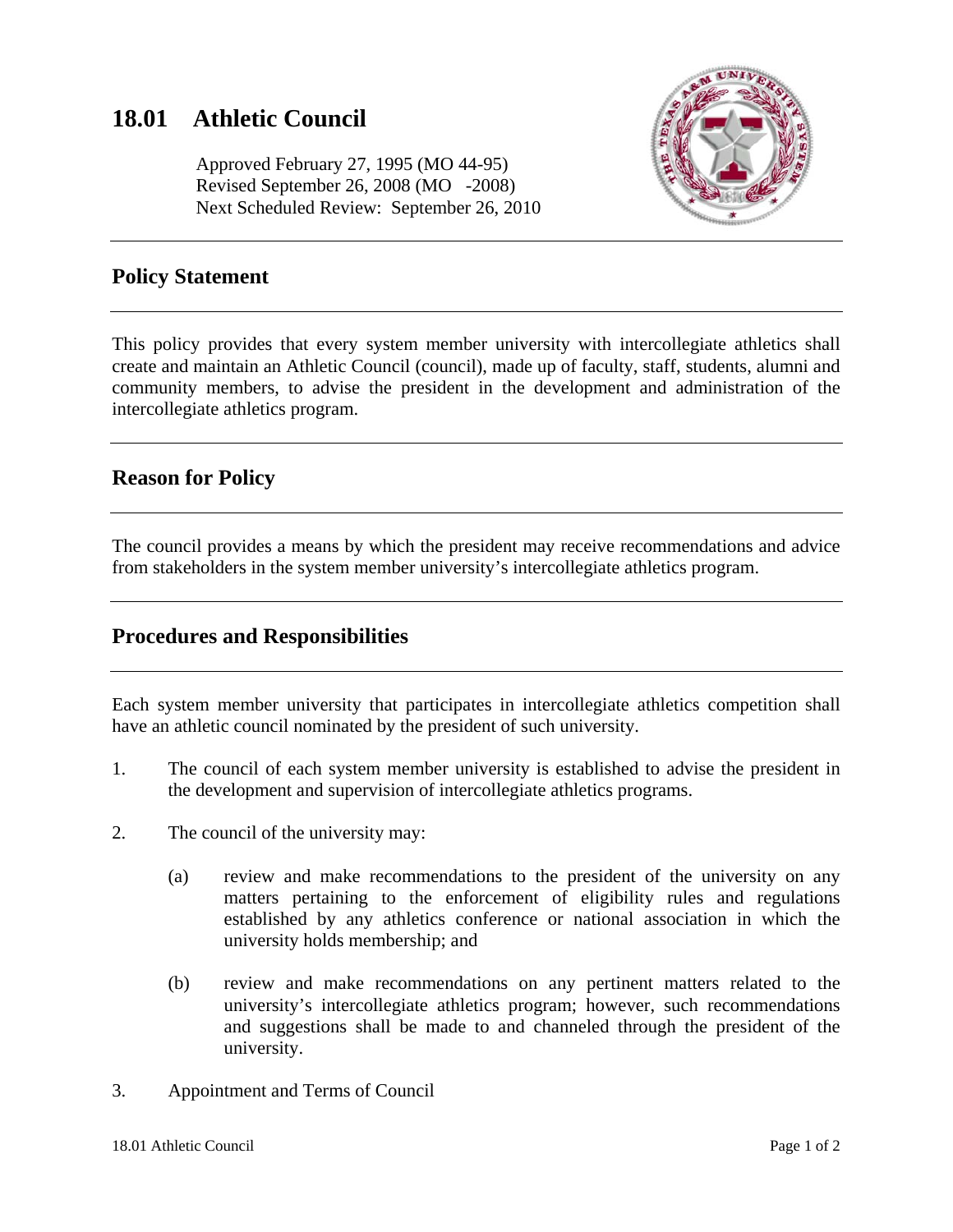# 18.01 Athletic Council

Approved February 27, 1995 (MO 44-95)
Revised September 26, 2008 (MO -2008)
Next Scheduled Review: September 26, 2010

---

## Policy Statement

---

This policy provides that every system member university with intercollegiate athletics shall create and maintain an Athletic Council (council), made up of faculty, staff, students, alumni and community members, to advise the president in the development and administration of the intercollegiate athletics program.

---

## Reason for Policy

---

The council provides a means by which the president may receive recommendations and advice from stakeholders in the system member university's intercollegiate athletics program.

---

## Procedures and Responsibilities

---

Each system member university that participates in intercollegiate athletics competition shall have an athletic council nominated by the president of such university.

1. The council of each system member university is established to advise the president in the development and supervision of intercollegiate athletics programs.

2. The council of the university may:

   (a) review and make recommendations to the president of the university on any matters pertaining to the enforcement of eligibility rules and regulations established by any athletics conference or national association in which the university holds membership; and

   (b) review and make recommendations on any pertinent matters related to the university's intercollegiate athletics program; however, such recommendations and suggestions shall be made to and channeled through the president of the university.

3. Appointment and Terms of Council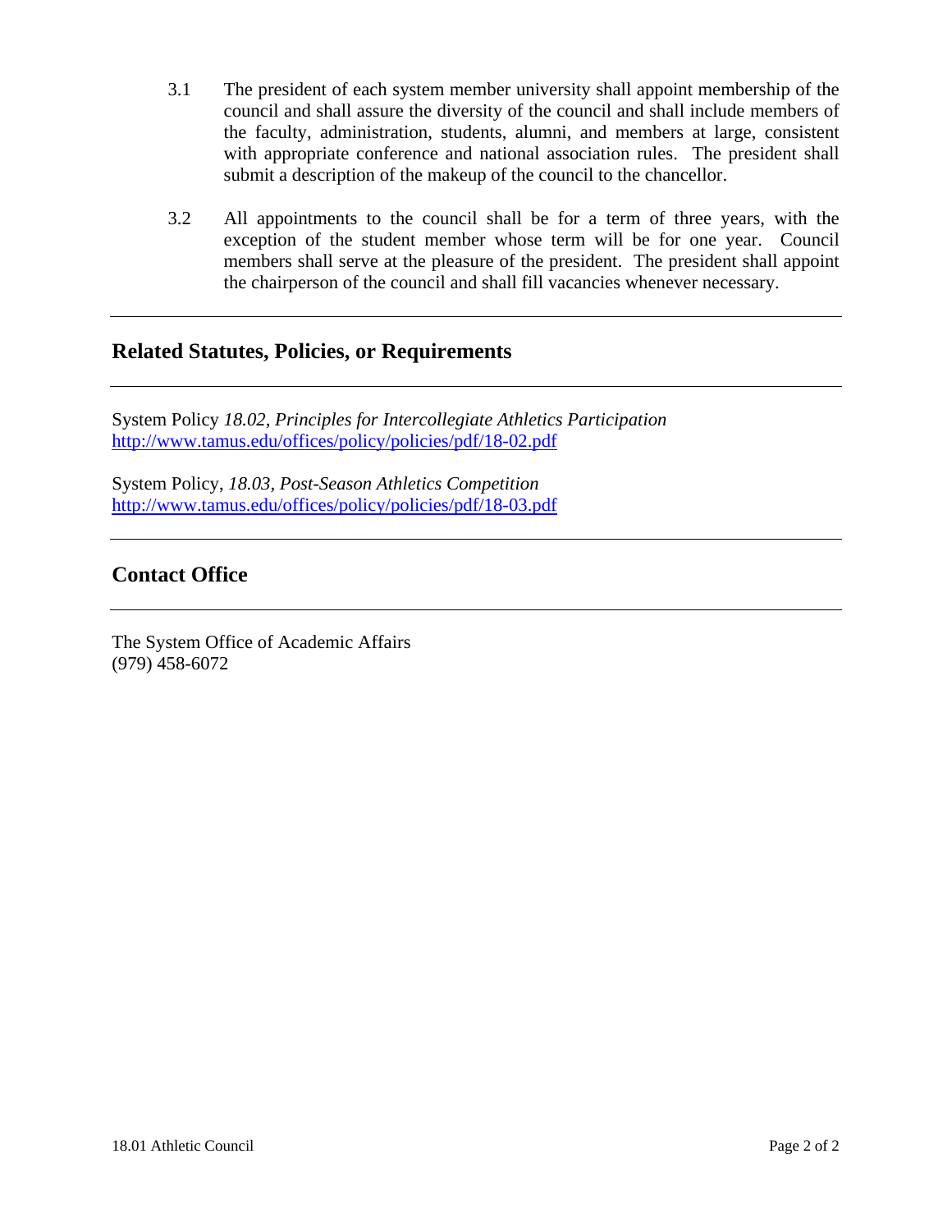3.1 The president of each system member university shall appoint membership of the council and shall assure the diversity of the council and shall include members of the faculty, administration, students, alumni, and members at large, consistent with appropriate conference and national association rules. The president shall submit a description of the makeup of the council to the chancellor.

3.2 All appointments to the council shall be for a term of three years, with the exception of the student member whose term will be for one year. Council members shall serve at the pleasure of the president. The president shall appoint the chairperson of the council and shall fill vacancies whenever necessary.

## Related Statutes, Policies, or Requirements

System Policy *18.02, Principles for Intercollegiate Athletics Participation*
http://www.tamus.edu/offices/policy/policies/pdf/18-02.pdf

System Policy, *18.03, Post-Season Athletics Competition*
http://www.tamus.edu/offices/policy/policies/pdf/18-03.pdf

## Contact Office

The System Office of Academic Affairs
(979) 458-6072